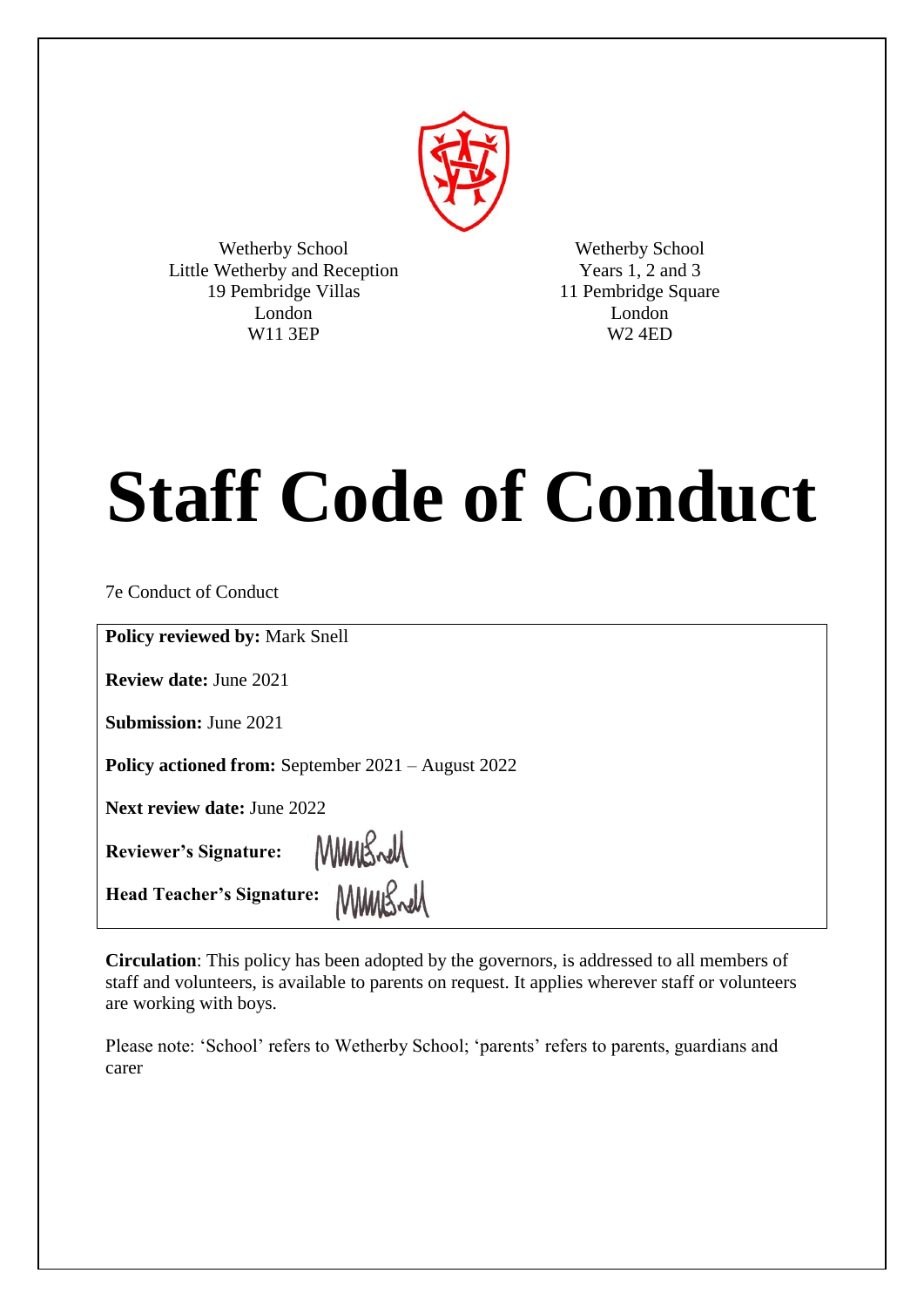Wetherby School
Little Wetherby and Reception
19 Pembridge Villas
London
W11 3EP

Wetherby School
Years 1, 2 and 3
11 Pembridge Square
London
W2 4ED

# Staff Code of Conduct

7e Conduct of Conduct

**Policy reviewed by:** Mark Snell

**Review date:** June 2021

**Submission:** June 2021

**Policy actioned from:** September 2021 – August 2022

**Next review date:** June 2022

**Reviewer's Signature:**

**Head Teacher's Signature:**

**Circulation**: This policy has been adopted by the governors, is addressed to all members of staff and volunteers, is available to parents on request. It applies wherever staff or volunteers are working with boys.

Please note: 'School' refers to Wetherby School; 'parents' refers to parents, guardians and carer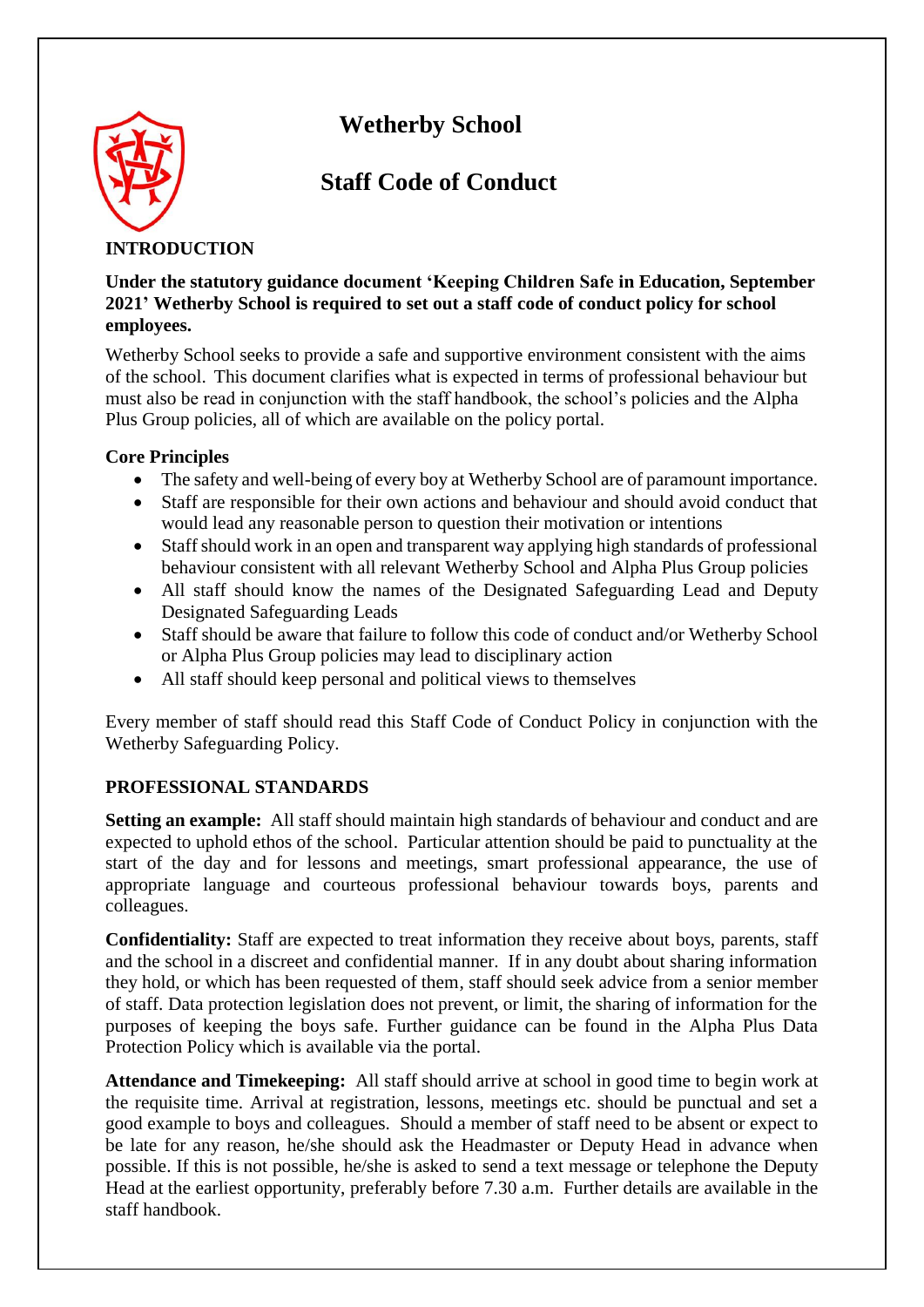# Wetherby School

## Staff Code of Conduct

### INTRODUCTION

**Under the statutory guidance document 'Keeping Children Safe in Education, September 2021' Wetherby School is required to set out a staff code of conduct policy for school employees.**

Wetherby School seeks to provide a safe and supportive environment consistent with the aims of the school. This document clarifies what is expected in terms of professional behaviour but must also be read in conjunction with the staff handbook, the school's policies and the Alpha Plus Group policies, all of which are available on the policy portal.

**Core Principles**

- The safety and well-being of every boy at Wetherby School are of paramount importance.
- Staff are responsible for their own actions and behaviour and should avoid conduct that would lead any reasonable person to question their motivation or intentions
- Staff should work in an open and transparent way applying high standards of professional behaviour consistent with all relevant Wetherby School and Alpha Plus Group policies
- All staff should know the names of the Designated Safeguarding Lead and Deputy Designated Safeguarding Leads
- Staff should be aware that failure to follow this code of conduct and/or Wetherby School or Alpha Plus Group policies may lead to disciplinary action
- All staff should keep personal and political views to themselves

Every member of staff should read this Staff Code of Conduct Policy in conjunction with the Wetherby Safeguarding Policy.

### PROFESSIONAL STANDARDS

**Setting an example:** All staff should maintain high standards of behaviour and conduct and are expected to uphold ethos of the school. Particular attention should be paid to punctuality at the start of the day and for lessons and meetings, smart professional appearance, the use of appropriate language and courteous professional behaviour towards boys, parents and colleagues.

**Confidentiality:** Staff are expected to treat information they receive about boys, parents, staff and the school in a discreet and confidential manner. If in any doubt about sharing information they hold, or which has been requested of them, staff should seek advice from a senior member of staff. Data protection legislation does not prevent, or limit, the sharing of information for the purposes of keeping the boys safe. Further guidance can be found in the Alpha Plus Data Protection Policy which is available via the portal.

**Attendance and Timekeeping:** All staff should arrive at school in good time to begin work at the requisite time. Arrival at registration, lessons, meetings etc. should be punctual and set a good example to boys and colleagues. Should a member of staff need to be absent or expect to be late for any reason, he/she should ask the Headmaster or Deputy Head in advance when possible. If this is not possible, he/she is asked to send a text message or telephone the Deputy Head at the earliest opportunity, preferably before 7.30 a.m. Further details are available in the staff handbook.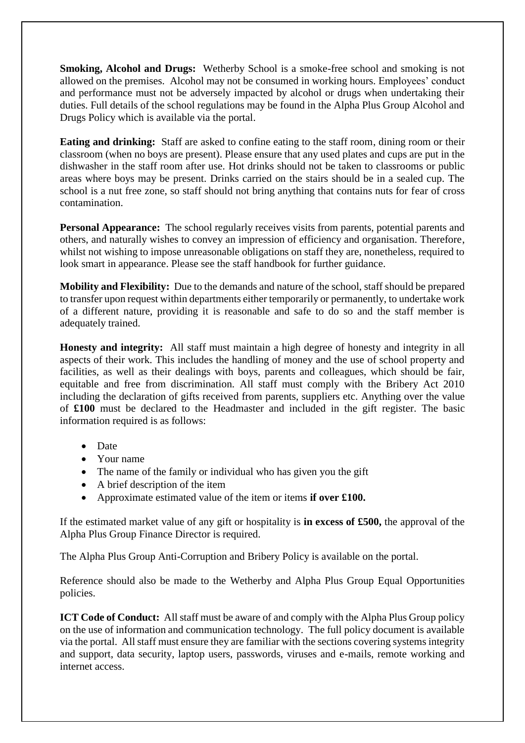**Smoking, Alcohol and Drugs:** Wetherby School is a smoke-free school and smoking is not allowed on the premises. Alcohol may not be consumed in working hours. Employees' conduct and performance must not be adversely impacted by alcohol or drugs when undertaking their duties. Full details of the school regulations may be found in the Alpha Plus Group Alcohol and Drugs Policy which is available via the portal.

**Eating and drinking:** Staff are asked to confine eating to the staff room, dining room or their classroom (when no boys are present). Please ensure that any used plates and cups are put in the dishwasher in the staff room after use. Hot drinks should not be taken to classrooms or public areas where boys may be present. Drinks carried on the stairs should be in a sealed cup. The school is a nut free zone, so staff should not bring anything that contains nuts for fear of cross contamination.

**Personal Appearance:** The school regularly receives visits from parents, potential parents and others, and naturally wishes to convey an impression of efficiency and organisation. Therefore, whilst not wishing to impose unreasonable obligations on staff they are, nonetheless, required to look smart in appearance. Please see the staff handbook for further guidance.

**Mobility and Flexibility:** Due to the demands and nature of the school, staff should be prepared to transfer upon request within departments either temporarily or permanently, to undertake work of a different nature, providing it is reasonable and safe to do so and the staff member is adequately trained.

**Honesty and integrity:** All staff must maintain a high degree of honesty and integrity in all aspects of their work. This includes the handling of money and the use of school property and facilities, as well as their dealings with boys, parents and colleagues, which should be fair, equitable and free from discrimination. All staff must comply with the Bribery Act 2010 including the declaration of gifts received from parents, suppliers etc. Anything over the value of **£100** must be declared to the Headmaster and included in the gift register. The basic information required is as follows:

- Date
- Your name
- The name of the family or individual who has given you the gift
- A brief description of the item
- Approximate estimated value of the item or items **if over £100.**

If the estimated market value of any gift or hospitality is **in excess of £500,** the approval of the Alpha Plus Group Finance Director is required.

The Alpha Plus Group Anti-Corruption and Bribery Policy is available on the portal.

Reference should also be made to the Wetherby and Alpha Plus Group Equal Opportunities policies.

**ICT Code of Conduct:** All staff must be aware of and comply with the Alpha Plus Group policy on the use of information and communication technology. The full policy document is available via the portal. All staff must ensure they are familiar with the sections covering systems integrity and support, data security, laptop users, passwords, viruses and e-mails, remote working and internet access.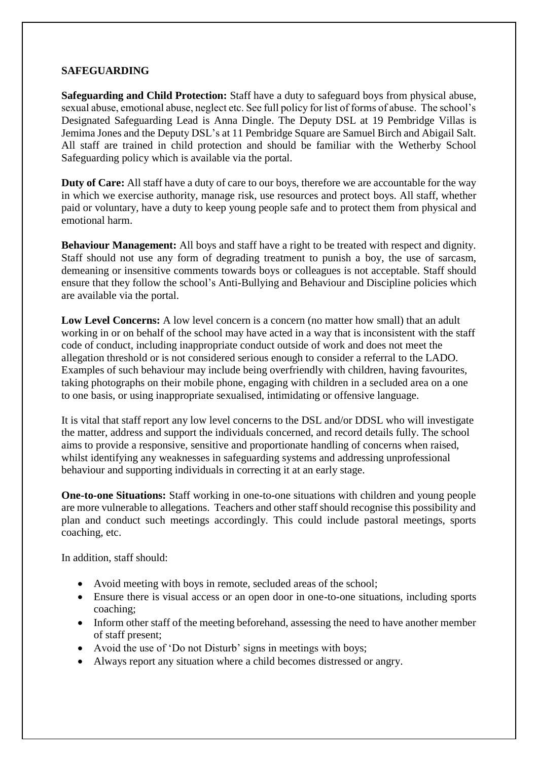## SAFEGUARDING

**Safeguarding and Child Protection:** Staff have a duty to safeguard boys from physical abuse, sexual abuse, emotional abuse, neglect etc. See full policy for list of forms of abuse. The school's Designated Safeguarding Lead is Anna Dingle. The Deputy DSL at 19 Pembridge Villas is Jemima Jones and the Deputy DSL's at 11 Pembridge Square are Samuel Birch and Abigail Salt. All staff are trained in child protection and should be familiar with the Wetherby School Safeguarding policy which is available via the portal.

**Duty of Care:** All staff have a duty of care to our boys, therefore we are accountable for the way in which we exercise authority, manage risk, use resources and protect boys. All staff, whether paid or voluntary, have a duty to keep young people safe and to protect them from physical and emotional harm.

**Behaviour Management:** All boys and staff have a right to be treated with respect and dignity. Staff should not use any form of degrading treatment to punish a boy, the use of sarcasm, demeaning or insensitive comments towards boys or colleagues is not acceptable. Staff should ensure that they follow the school's Anti-Bullying and Behaviour and Discipline policies which are available via the portal.

**Low Level Concerns:** A low level concern is a concern (no matter how small) that an adult working in or on behalf of the school may have acted in a way that is inconsistent with the staff code of conduct, including inappropriate conduct outside of work and does not meet the allegation threshold or is not considered serious enough to consider a referral to the LADO. Examples of such behaviour may include being overfriendly with children, having favourites, taking photographs on their mobile phone, engaging with children in a secluded area on a one to one basis, or using inappropriate sexualised, intimidating or offensive language.

It is vital that staff report any low level concerns to the DSL and/or DDSL who will investigate the matter, address and support the individuals concerned, and record details fully. The school aims to provide a responsive, sensitive and proportionate handling of concerns when raised, whilst identifying any weaknesses in safeguarding systems and addressing unprofessional behaviour and supporting individuals in correcting it at an early stage.

**One-to-one Situations:** Staff working in one-to-one situations with children and young people are more vulnerable to allegations. Teachers and other staff should recognise this possibility and plan and conduct such meetings accordingly. This could include pastoral meetings, sports coaching, etc.

In addition, staff should:

- Avoid meeting with boys in remote, secluded areas of the school;
- Ensure there is visual access or an open door in one-to-one situations, including sports coaching;
- Inform other staff of the meeting beforehand, assessing the need to have another member of staff present;
- Avoid the use of 'Do not Disturb' signs in meetings with boys;
- Always report any situation where a child becomes distressed or angry.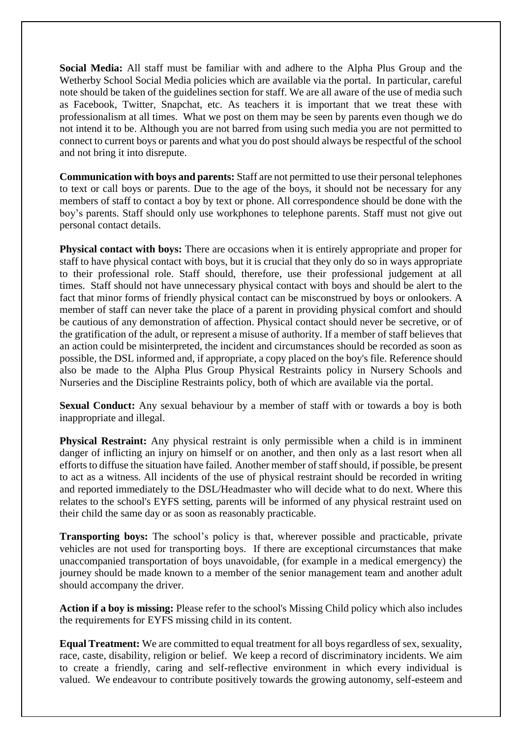**Social Media:** All staff must be familiar with and adhere to the Alpha Plus Group and the Wetherby School Social Media policies which are available via the portal. In particular, careful note should be taken of the guidelines section for staff. We are all aware of the use of media such as Facebook, Twitter, Snapchat, etc. As teachers it is important that we treat these with professionalism at all times. What we post on them may be seen by parents even though we do not intend it to be. Although you are not barred from using such media you are not permitted to connect to current boys or parents and what you do post should always be respectful of the school and not bring it into disrepute.

**Communication with boys and parents:** Staff are not permitted to use their personal telephones to text or call boys or parents. Due to the age of the boys, it should not be necessary for any members of staff to contact a boy by text or phone. All correspondence should be done with the boy's parents. Staff should only use workphones to telephone parents. Staff must not give out personal contact details.

**Physical contact with boys:** There are occasions when it is entirely appropriate and proper for staff to have physical contact with boys, but it is crucial that they only do so in ways appropriate to their professional role. Staff should, therefore, use their professional judgement at all times. Staff should not have unnecessary physical contact with boys and should be alert to the fact that minor forms of friendly physical contact can be misconstrued by boys or onlookers. A member of staff can never take the place of a parent in providing physical comfort and should be cautious of any demonstration of affection. Physical contact should never be secretive, or of the gratification of the adult, or represent a misuse of authority. If a member of staff believes that an action could be misinterpreted, the incident and circumstances should be recorded as soon as possible, the DSL informed and, if appropriate, a copy placed on the boy's file. Reference should also be made to the Alpha Plus Group Physical Restraints policy in Nursery Schools and Nurseries and the Discipline Restraints policy, both of which are available via the portal.

**Sexual Conduct:** Any sexual behaviour by a member of staff with or towards a boy is both inappropriate and illegal.

**Physical Restraint:** Any physical restraint is only permissible when a child is in imminent danger of inflicting an injury on himself or on another, and then only as a last resort when all efforts to diffuse the situation have failed. Another member of staff should, if possible, be present to act as a witness. All incidents of the use of physical restraint should be recorded in writing and reported immediately to the DSL/Headmaster who will decide what to do next. Where this relates to the school's EYFS setting, parents will be informed of any physical restraint used on their child the same day or as soon as reasonably practicable.

**Transporting boys:** The school's policy is that, wherever possible and practicable, private vehicles are not used for transporting boys. If there are exceptional circumstances that make unaccompanied transportation of boys unavoidable, (for example in a medical emergency) the journey should be made known to a member of the senior management team and another adult should accompany the driver.

**Action if a boy is missing:** Please refer to the school's Missing Child policy which also includes the requirements for EYFS missing child in its content.

**Equal Treatment:** We are committed to equal treatment for all boys regardless of sex, sexuality, race, caste, disability, religion or belief. We keep a record of discriminatory incidents. We aim to create a friendly, caring and self-reflective environment in which every individual is valued. We endeavour to contribute positively towards the growing autonomy, self-esteem and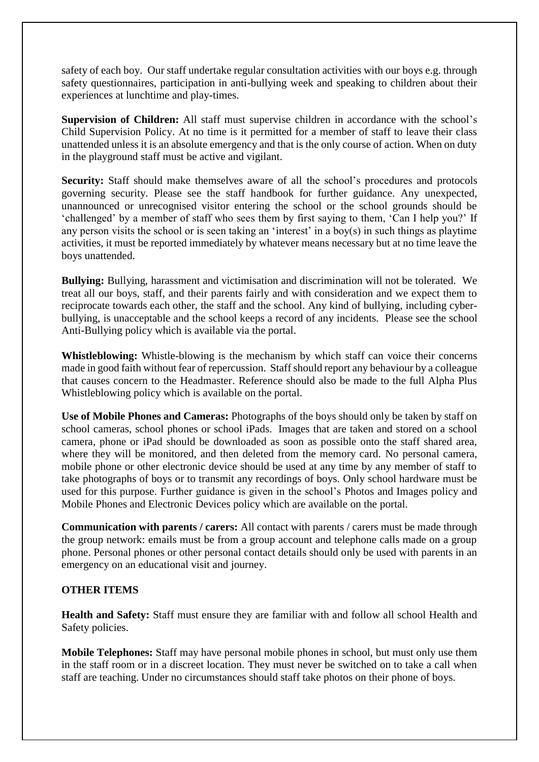safety of each boy. Our staff undertake regular consultation activities with our boys e.g. through safety questionnaires, participation in anti-bullying week and speaking to children about their experiences at lunchtime and play-times.

**Supervision of Children:** All staff must supervise children in accordance with the school's Child Supervision Policy. At no time is it permitted for a member of staff to leave their class unattended unless it is an absolute emergency and that is the only course of action. When on duty in the playground staff must be active and vigilant.

**Security:** Staff should make themselves aware of all the school's procedures and protocols governing security. Please see the staff handbook for further guidance. Any unexpected, unannounced or unrecognised visitor entering the school or the school grounds should be 'challenged' by a member of staff who sees them by first saying to them, 'Can I help you?' If any person visits the school or is seen taking an 'interest' in a boy(s) in such things as playtime activities, it must be reported immediately by whatever means necessary but at no time leave the boys unattended.

**Bullying:** Bullying, harassment and victimisation and discrimination will not be tolerated. We treat all our boys, staff, and their parents fairly and with consideration and we expect them to reciprocate towards each other, the staff and the school. Any kind of bullying, including cyber-bullying, is unacceptable and the school keeps a record of any incidents. Please see the school Anti-Bullying policy which is available via the portal.

**Whistleblowing:** Whistle-blowing is the mechanism by which staff can voice their concerns made in good faith without fear of repercussion. Staff should report any behaviour by a colleague that causes concern to the Headmaster. Reference should also be made to the full Alpha Plus Whistleblowing policy which is available on the portal.

**Use of Mobile Phones and Cameras:** Photographs of the boys should only be taken by staff on school cameras, school phones or school iPads. Images that are taken and stored on a school camera, phone or iPad should be downloaded as soon as possible onto the staff shared area, where they will be monitored, and then deleted from the memory card. No personal camera, mobile phone or other electronic device should be used at any time by any member of staff to take photographs of boys or to transmit any recordings of boys. Only school hardware must be used for this purpose. Further guidance is given in the school's Photos and Images policy and Mobile Phones and Electronic Devices policy which are available on the portal.

**Communication with parents / carers:** All contact with parents / carers must be made through the group network: emails must be from a group account and telephone calls made on a group phone. Personal phones or other personal contact details should only be used with parents in an emergency on an educational visit and journey.

## OTHER ITEMS

**Health and Safety:** Staff must ensure they are familiar with and follow all school Health and Safety policies.

**Mobile Telephones:** Staff may have personal mobile phones in school, but must only use them in the staff room or in a discreet location. They must never be switched on to take a call when staff are teaching. Under no circumstances should staff take photos on their phone of boys.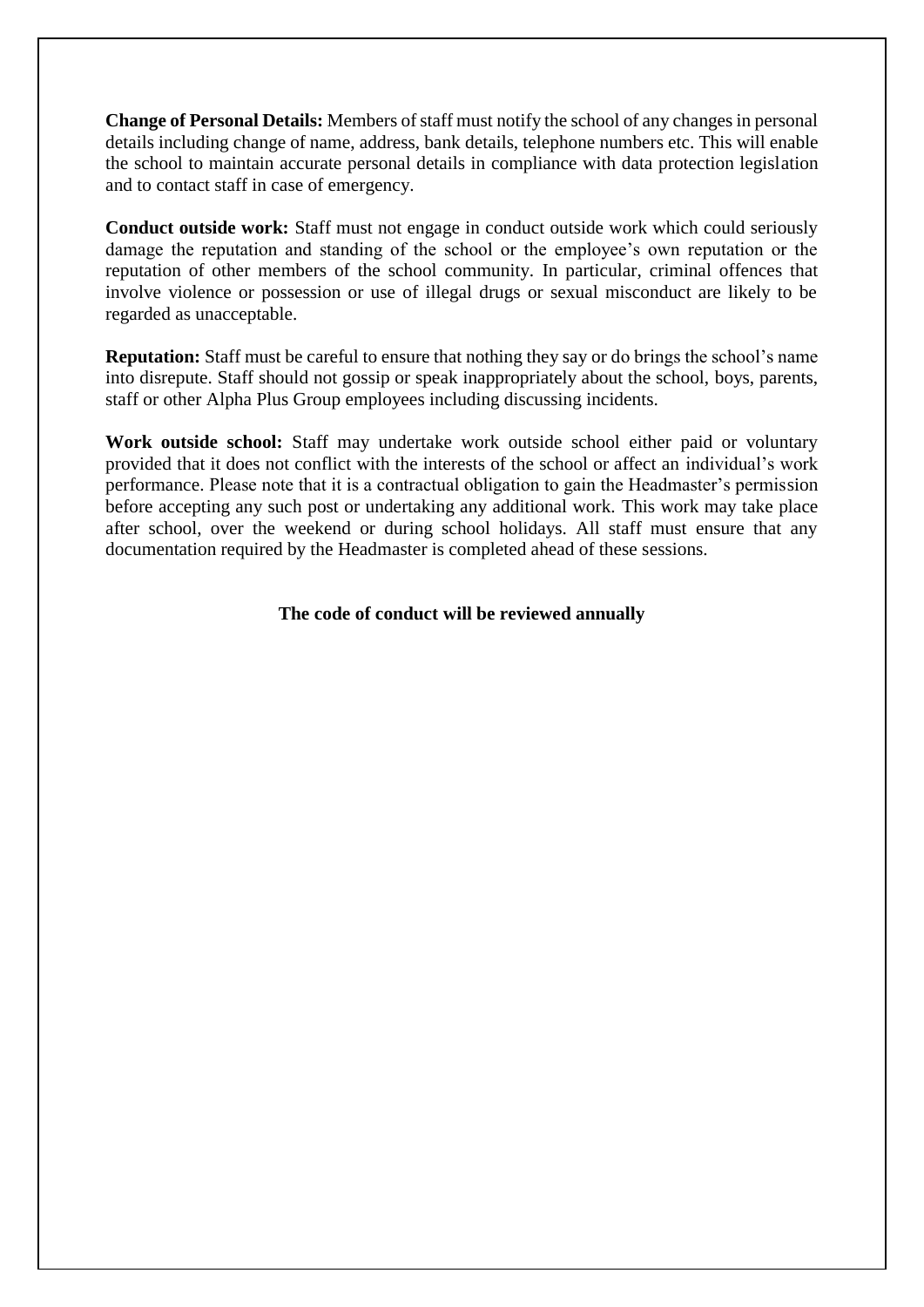**Change of Personal Details:** Members of staff must notify the school of any changes in personal details including change of name, address, bank details, telephone numbers etc. This will enable the school to maintain accurate personal details in compliance with data protection legislation and to contact staff in case of emergency.

**Conduct outside work:** Staff must not engage in conduct outside work which could seriously damage the reputation and standing of the school or the employee's own reputation or the reputation of other members of the school community. In particular, criminal offences that involve violence or possession or use of illegal drugs or sexual misconduct are likely to be regarded as unacceptable.

**Reputation:** Staff must be careful to ensure that nothing they say or do brings the school's name into disrepute. Staff should not gossip or speak inappropriately about the school, boys, parents, staff or other Alpha Plus Group employees including discussing incidents.

**Work outside school:** Staff may undertake work outside school either paid or voluntary provided that it does not conflict with the interests of the school or affect an individual's work performance. Please note that it is a contractual obligation to gain the Headmaster's permission before accepting any such post or undertaking any additional work. This work may take place after school, over the weekend or during school holidays. All staff must ensure that any documentation required by the Headmaster is completed ahead of these sessions.

**The code of conduct will be reviewed annually**